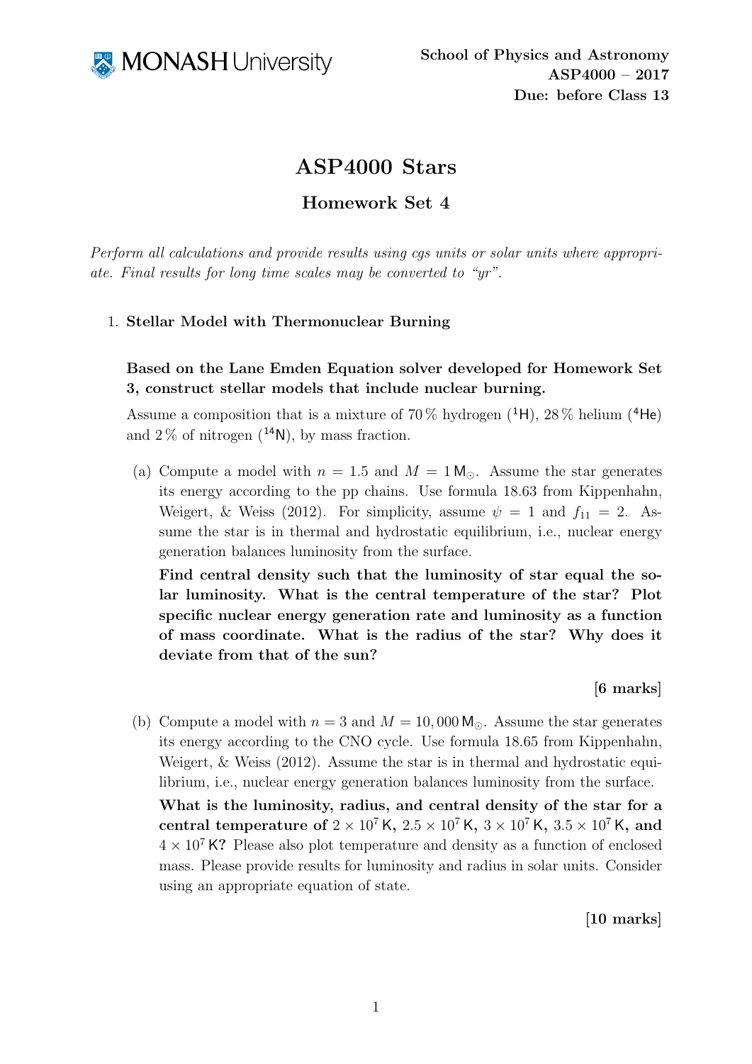School of Physics and Astronomy
ASP4000 – 2017
Due: before Class 13

# ASP4000 Stars

## Homework Set 4

*Perform all calculations and provide results using cgs units or solar units where appropriate. Final results for long time scales may be converted to "yr".*

1. **Stellar Model with Thermonuclear Burning**

   **Based on the Lane Emden Equation solver developed for Homework Set 3, construct stellar models that include nuclear burning.**

   Assume a composition that is a mixture of 70 % hydrogen ($^1$H), 28 % helium ($^4$He) and 2 % of nitrogen ($^{14}$N), by mass fraction.

   (a) Compute a model with $n = 1.5$ and $M = 1\,\mathrm{M}_\odot$. Assume the star generates its energy according to the pp chains. Use formula 18.63 from Kippenhahn, Weigert, & Weiss (2012). For simplicity, assume $\psi = 1$ and $f_{11} = 2$. Assume the star is in thermal and hydrostatic equilibrium, i.e., nuclear energy generation balances luminosity from the surface.

   **Find central density such that the luminosity of star equal the solar luminosity. What is the central temperature of the star? Plot specific nuclear energy generation rate and luminosity as a function of mass coordinate. What is the radius of the star? Why does it deviate from that of the sun?**

   **[6 marks]**

   (b) Compute a model with $n = 3$ and $M = 10{,}000\,\mathrm{M}_\odot$. Assume the star generates its energy according to the CNO cycle. Use formula 18.65 from Kippenhahn, Weigert, & Weiss (2012). Assume the star is in thermal and hydrostatic equilibrium, i.e., nuclear energy generation balances luminosity from the surface.

   **What is the luminosity, radius, and central density of the star for a central temperature of $2 \times 10^7\,\mathrm{K}$, $2.5 \times 10^7\,\mathrm{K}$, $3 \times 10^7\,\mathrm{K}$, $3.5 \times 10^7\,\mathrm{K}$, and** $4 \times 10^7\,\mathrm{K}$? Please also plot temperature and density as a function of enclosed mass. Please provide results for luminosity and radius in solar units. Consider using an appropriate equation of state.

   **[10 marks]**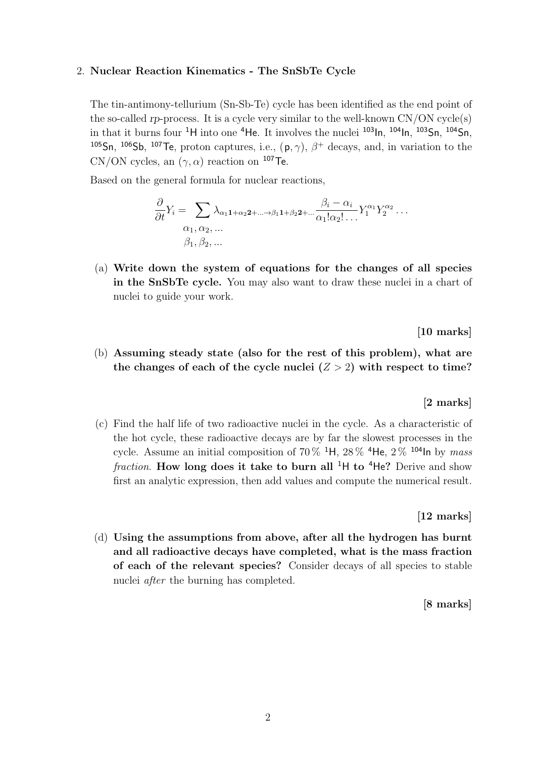2. **Nuclear Reaction Kinematics - The SnSbTe Cycle**

The tin-antimony-tellurium (Sn-Sb-Te) cycle has been identified as the end point of the so-called *rp*-process. It is a cycle very similar to the well-known CN/ON cycle(s) in that it burns four $^{1}\mathsf{H}$ into one $^{4}\mathsf{He}$. It involves the nuclei $^{103}\mathsf{In}$, $^{104}\mathsf{In}$, $^{103}\mathsf{Sn}$, $^{104}\mathsf{Sn}$, $^{105}\mathsf{Sn}$, $^{106}\mathsf{Sb}$, $^{107}\mathsf{Te}$, proton captures, i.e., $(\mathsf{p},\gamma)$, $\beta^{+}$ decays, and, in variation to the CN/ON cycles, an $(\gamma,\alpha)$ reaction on $^{107}\mathsf{Te}$.

Based on the general formula for nuclear reactions,

$$\frac{\partial}{\partial t}Y_i = \sum_{\substack{\alpha_1,\alpha_2,\ldots \\ \beta_1,\beta_2,\ldots}} \lambda_{\alpha_1\mathbf{1}+\alpha_2\mathbf{2}+\ldots\to\beta_1\mathbf{1}+\beta_2\mathbf{2}+\ldots}\frac{\beta_i-\alpha_i}{\alpha_1!\alpha_2!\ldots}Y_1^{\alpha_1}Y_2^{\alpha_2}\ldots$$

(a) **Write down the system of equations for the changes of all species in the SnSbTe cycle.** You may also want to draw these nuclei in a chart of nuclei to guide your work.

**[10 marks]**

(b) **Assuming steady state (also for the rest of this problem), what are the changes of each of the cycle nuclei ($Z > 2$) with respect to time?**

**[2 marks]**

(c) Find the half life of two radioactive nuclei in the cycle. As a characteristic of the hot cycle, these radioactive decays are by far the slowest processes in the cycle. Assume an initial composition of 70 % $^{1}\mathsf{H}$, 28 % $^{4}\mathsf{He}$, 2 % $^{104}\mathsf{In}$ by *mass fraction*. **How long does it take to burn all $^{1}\mathsf{H}$ to $^{4}\mathsf{He}$?** Derive and show first an analytic expression, then add values and compute the numerical result.

**[12 marks]**

(d) **Using the assumptions from above, after all the hydrogen has burnt and all radioactive decays have completed, what is the mass fraction of each of the relevant species?** Consider decays of all species to stable nuclei *after* the burning has completed.

**[8 marks]**